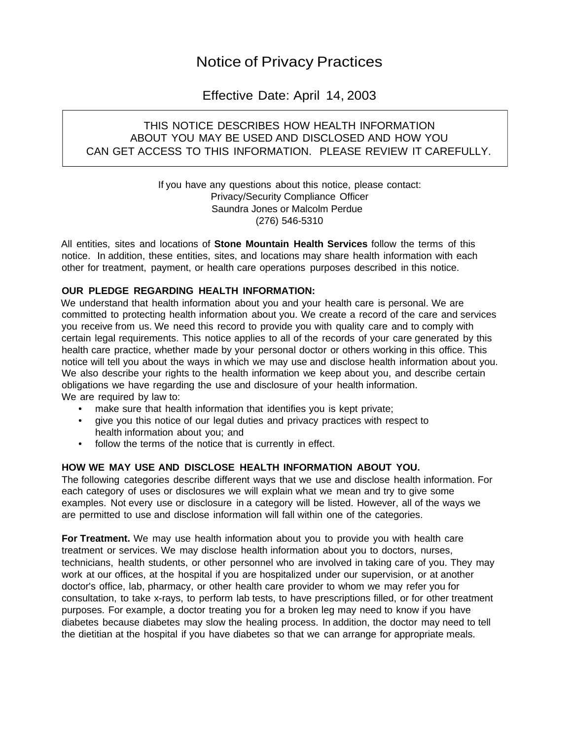# Notice of Privacy Practices

## Effective Date: April 14, 2003

THIS NOTICE DESCRIBES HOW HEALTH INFORMATION ABOUT YOU MAY BE USED AND DISCLOSED AND HOW YOU CAN GET ACCESS TO THIS INFORMATION. PLEASE REVIEW IT CAREFULLY.

If you have any questions about this notice, please contact:
Privacy/Security Compliance Officer
Saundra Jones or Malcolm Perdue
(276) 546-5310

All entities, sites and locations of **Stone Mountain Health Services** follow the terms of this notice. In addition, these entities, sites, and locations may share health information with each other for treatment, payment, or health care operations purposes described in this notice.

**OUR PLEDGE REGARDING HEALTH INFORMATION:**

We understand that health information about you and your health care is personal. We are committed to protecting health information about you. We create a record of the care and services you receive from us. We need this record to provide you with quality care and to comply with certain legal requirements. This notice applies to all of the records of your care generated by this health care practice, whether made by your personal doctor or others working in this office. This notice will tell you about the ways in which we may use and disclose health information about you. We also describe your rights to the health information we keep about you, and describe certain obligations we have regarding the use and disclosure of your health information.

We are required by law to:

- make sure that health information that identifies you is kept private;
- give you this notice of our legal duties and privacy practices with respect to health information about you; and
- follow the terms of the notice that is currently in effect.

**HOW WE MAY USE AND DISCLOSE HEALTH INFORMATION ABOUT YOU.**

The following categories describe different ways that we use and disclose health information. For each category of uses or disclosures we will explain what we mean and try to give some examples. Not every use or disclosure in a category will be listed. However, all of the ways we are permitted to use and disclose information will fall within one of the categories.

**For Treatment.** We may use health information about you to provide you with health care treatment or services. We may disclose health information about you to doctors, nurses, technicians, health students, or other personnel who are involved in taking care of you. They may work at our offices, at the hospital if you are hospitalized under our supervision, or at another doctor's office, lab, pharmacy, or other health care provider to whom we may refer you for consultation, to take x-rays, to perform lab tests, to have prescriptions filled, or for other treatment purposes. For example, a doctor treating you for a broken leg may need to know if you have diabetes because diabetes may slow the healing process. In addition, the doctor may need to tell the dietitian at the hospital if you have diabetes so that we can arrange for appropriate meals.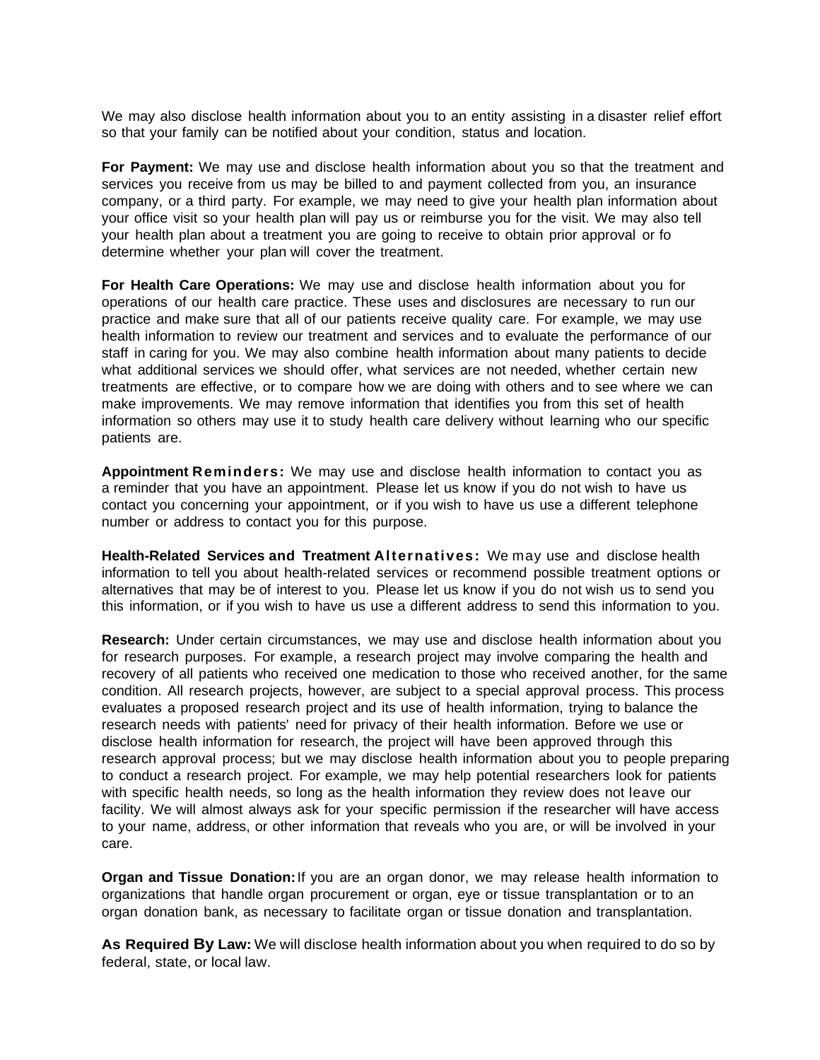We may also disclose health information about you to an entity assisting in a disaster relief effort so that your family can be notified about your condition, status and location.

**For Payment:** We may use and disclose health information about you so that the treatment and services you receive from us may be billed to and payment collected from you, an insurance company, or a third party. For example, we may need to give your health plan information about your office visit so your health plan will pay us or reimburse you for the visit. We may also tell your health plan about a treatment you are going to receive to obtain prior approval or fo determine whether your plan will cover the treatment.

**For Health Care Operations:** We may use and disclose health information about you for operations of our health care practice. These uses and disclosures are necessary to run our practice and make sure that all of our patients receive quality care. For example, we may use health information to review our treatment and services and to evaluate the performance of our staff in caring for you. We may also combine health information about many patients to decide what additional services we should offer, what services are not needed, whether certain new treatments are effective, or to compare how we are doing with others and to see where we can make improvements. We may remove information that identifies you from this set of health information so others may use it to study health care delivery without learning who our specific patients are.

**Appointment Reminders:** We may use and disclose health information to contact you as a reminder that you have an appointment. Please let us know if you do not wish to have us contact you concerning your appointment, or if you wish to have us use a different telephone number or address to contact you for this purpose.

**Health-Related Services and Treatment Alternatives:** We may use and disclose health information to tell you about health-related services or recommend possible treatment options or alternatives that may be of interest to you. Please let us know if you do not wish us to send you this information, or if you wish to have us use a different address to send this information to you.

**Research:** Under certain circumstances, we may use and disclose health information about you for research purposes. For example, a research project may involve comparing the health and recovery of all patients who received one medication to those who received another, for the same condition. All research projects, however, are subject to a special approval process. This process evaluates a proposed research project and its use of health information, trying to balance the research needs with patients' need for privacy of their health information. Before we use or disclose health information for research, the project will have been approved through this research approval process; but we may disclose health information about you to people preparing to conduct a research project. For example, we may help potential researchers look for patients with specific health needs, so long as the health information they review does not leave our facility. We will almost always ask for your specific permission if the researcher will have access to your name, address, or other information that reveals who you are, or will be involved in your care.

**Organ and Tissue Donation:** If you are an organ donor, we may release health information to organizations that handle organ procurement or organ, eye or tissue transplantation or to an organ donation bank, as necessary to facilitate organ or tissue donation and transplantation.

**As Required By Law:** We will disclose health information about you when required to do so by federal, state, or local law.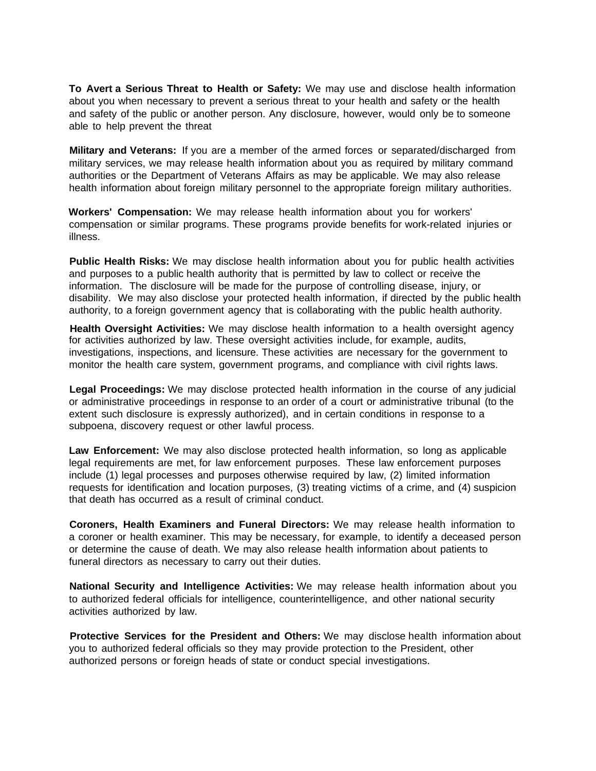**To Avert a Serious Threat to Health or Safety:** We may use and disclose health information about you when necessary to prevent a serious threat to your health and safety or the health and safety of the public or another person. Any disclosure, however, would only be to someone able to help prevent the threat

**Military and Veterans:** If you are a member of the armed forces or separated/discharged from military services, we may release health information about you as required by military command authorities or the Department of Veterans Affairs as may be applicable. We may also release health information about foreign military personnel to the appropriate foreign military authorities.

**Workers' Compensation:** We may release health information about you for workers' compensation or similar programs. These programs provide benefits for work-related injuries or illness.

**Public Health Risks:** We may disclose health information about you for public health activities and purposes to a public health authority that is permitted by law to collect or receive the information. The disclosure will be made for the purpose of controlling disease, injury, or disability. We may also disclose your protected health information, if directed by the public health authority, to a foreign government agency that is collaborating with the public health authority.

**Health Oversight Activities:** We may disclose health information to a health oversight agency for activities authorized by law. These oversight activities include, for example, audits, investigations, inspections, and licensure. These activities are necessary for the government to monitor the health care system, government programs, and compliance with civil rights laws.

**Legal Proceedings:** We may disclose protected health information in the course of any judicial or administrative proceedings in response to an order of a court or administrative tribunal (to the extent such disclosure is expressly authorized), and in certain conditions in response to a subpoena, discovery request or other lawful process.

**Law Enforcement:** We may also disclose protected health information, so long as applicable legal requirements are met, for law enforcement purposes. These law enforcement purposes include (1) legal processes and purposes otherwise required by law, (2) limited information requests for identification and location purposes, (3) treating victims of a crime, and (4) suspicion that death has occurred as a result of criminal conduct.

**Coroners, Health Examiners and Funeral Directors:** We may release health information to a coroner or health examiner. This may be necessary, for example, to identify a deceased person or determine the cause of death. We may also release health information about patients to funeral directors as necessary to carry out their duties.

**National Security and Intelligence Activities:** We may release health information about you to authorized federal officials for intelligence, counterintelligence, and other national security activities authorized by law.

**Protective Services for the President and Others:** We may disclose health information about you to authorized federal officials so they may provide protection to the President, other authorized persons or foreign heads of state or conduct special investigations.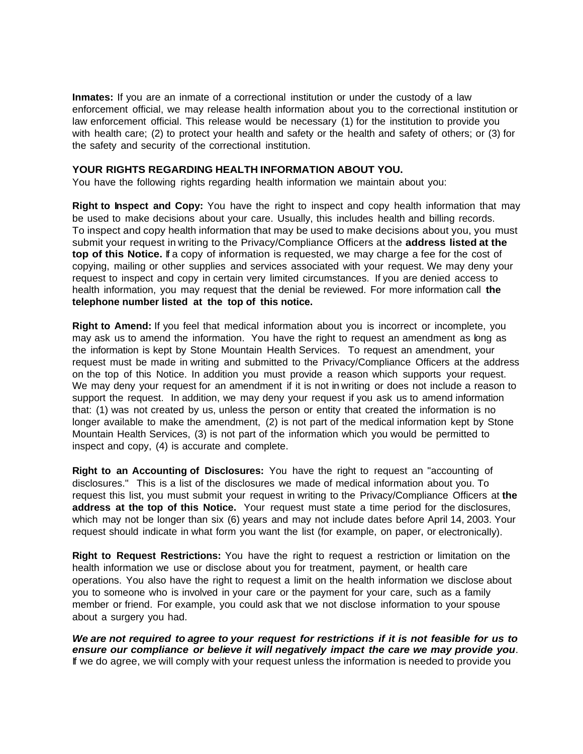**Inmates:** If you are an inmate of a correctional institution or under the custody of a law enforcement official, we may release health information about you to the correctional institution or law enforcement official. This release would be necessary (1) for the institution to provide you with health care; (2) to protect your health and safety or the health and safety of others; or (3) for the safety and security of the correctional institution.

**YOUR RIGHTS REGARDING HEALTH INFORMATION ABOUT YOU.**

You have the following rights regarding health information we maintain about you:

**Right to Inspect and Copy:** You have the right to inspect and copy health information that may be used to make decisions about your care. Usually, this includes health and billing records. To inspect and copy health information that may be used to make decisions about you, you must submit your request in writing to the Privacy/Compliance Officers at the **address listed at the top of this Notice.** If a copy of information is requested, we may charge a fee for the cost of copying, mailing or other supplies and services associated with your request. We may deny your request to inspect and copy in certain very limited circumstances. If you are denied access to health information, you may request that the denial be reviewed. For more information call **the telephone number listed at the top of this notice.**

**Right to Amend:** If you feel that medical information about you is incorrect or incomplete, you may ask us to amend the information. You have the right to request an amendment as long as the information is kept by Stone Mountain Health Services. To request an amendment, your request must be made in writing and submitted to the Privacy/Compliance Officers at the address on the top of this Notice. In addition you must provide a reason which supports your request. We may deny your request for an amendment if it is not in writing or does not include a reason to support the request. In addition, we may deny your request if you ask us to amend information that: (1) was not created by us, unless the person or entity that created the information is no longer available to make the amendment, (2) is not part of the medical information kept by Stone Mountain Health Services, (3) is not part of the information which you would be permitted to inspect and copy, (4) is accurate and complete.

**Right to an Accounting of Disclosures:** You have the right to request an "accounting of disclosures." This is a list of the disclosures we made of medical information about you. To request this list, you must submit your request in writing to the Privacy/Compliance Officers at **the address at the top of this Notice.** Your request must state a time period for the disclosures, which may not be longer than six (6) years and may not include dates before April 14, 2003. Your request should indicate in what form you want the list (for example, on paper, or electronically).

**Right to Request Restrictions:** You have the right to request a restriction or limitation on the health information we use or disclose about you for treatment, payment, or health care operations. You also have the right to request a limit on the health information we disclose about you to someone who is involved in your care or the payment for your care, such as a family member or friend. For example, you could ask that we not disclose information to your spouse about a surgery you had.

***We are not required to agree to your request for restrictions if it is not feasible for us to ensure our compliance or believe it will negatively impact the care we may provide you***. If we do agree, we will comply with your request unless the information is needed to provide you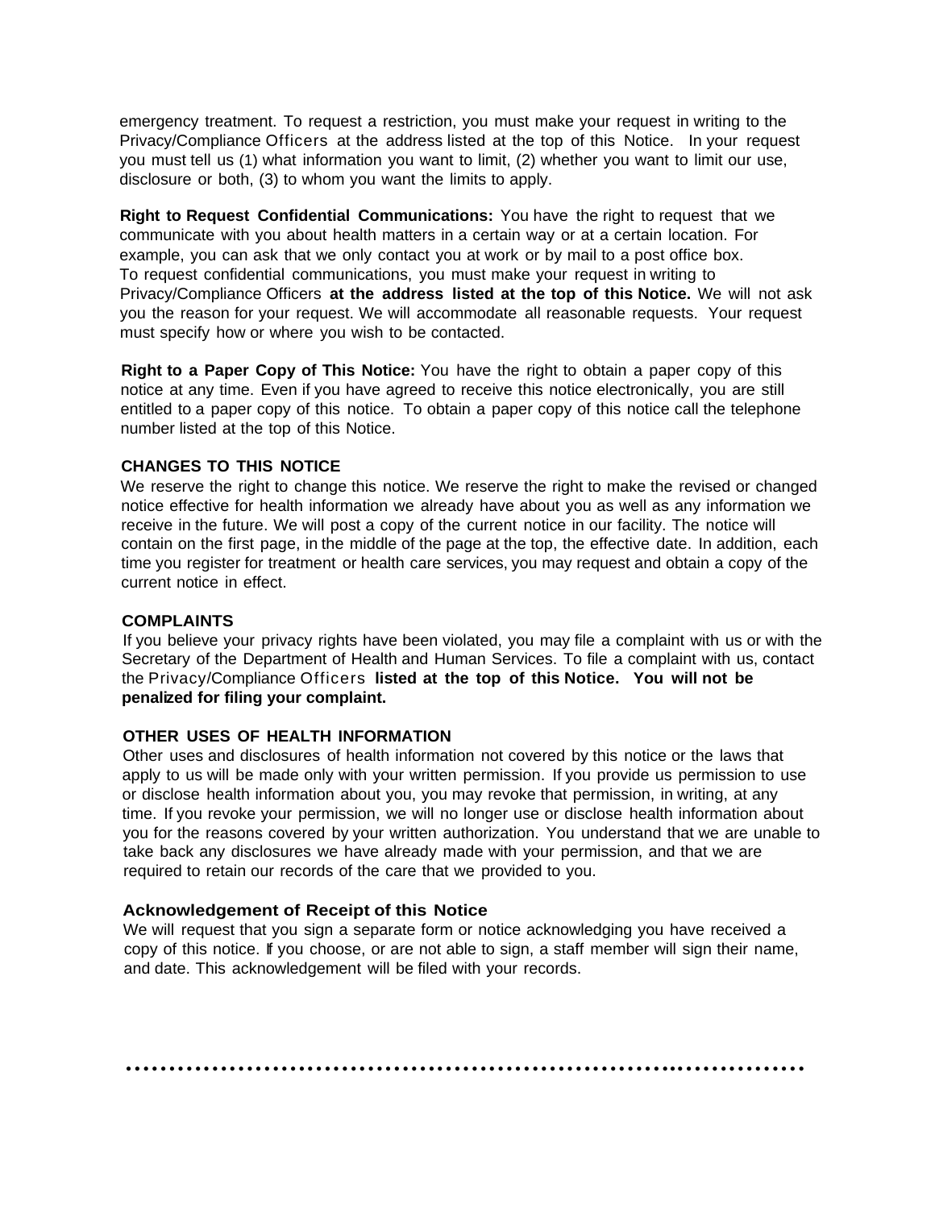emergency treatment. To request a restriction, you must make your request in writing to the Privacy/Compliance Officers at the address listed at the top of this Notice. In your request you must tell us (1) what information you want to limit, (2) whether you want to limit our use, disclosure or both, (3) to whom you want the limits to apply.

**Right to Request Confidential Communications:** You have the right to request that we communicate with you about health matters in a certain way or at a certain location. For example, you can ask that we only contact you at work or by mail to a post office box. To request confidential communications, you must make your request in writing to Privacy/Compliance Officers **at the address listed at the top of this Notice.** We will not ask you the reason for your request. We will accommodate all reasonable requests. Your request must specify how or where you wish to be contacted.

**Right to a Paper Copy of This Notice:** You have the right to obtain a paper copy of this notice at any time. Even if you have agreed to receive this notice electronically, you are still entitled to a paper copy of this notice. To obtain a paper copy of this notice call the telephone number listed at the top of this Notice.

**CHANGES TO THIS NOTICE**

We reserve the right to change this notice. We reserve the right to make the revised or changed notice effective for health information we already have about you as well as any information we receive in the future. We will post a copy of the current notice in our facility. The notice will contain on the first page, in the middle of the page at the top, the effective date. In addition, each time you register for treatment or health care services, you may request and obtain a copy of the current notice in effect.

**COMPLAINTS**

If you believe your privacy rights have been violated, you may file a complaint with us or with the Secretary of the Department of Health and Human Services. To file a complaint with us, contact the Privacy/Compliance Officers **listed at the top of this Notice. You will not be penalized for filing your complaint.**

**OTHER USES OF HEALTH INFORMATION**

Other uses and disclosures of health information not covered by this notice or the laws that apply to us will be made only with your written permission. If you provide us permission to use or disclose health information about you, you may revoke that permission, in writing, at any time. If you revoke your permission, we will no longer use or disclose health information about you for the reasons covered by your written authorization. You understand that we are unable to take back any disclosures we have already made with your permission, and that we are required to retain our records of the care that we provided to you.

**Acknowledgement of Receipt of this Notice**

We will request that you sign a separate form or notice acknowledging you have received a copy of this notice. If you choose, or are not able to sign, a staff member will sign their name, and date. This acknowledgement will be filed with your records.

..........................................................................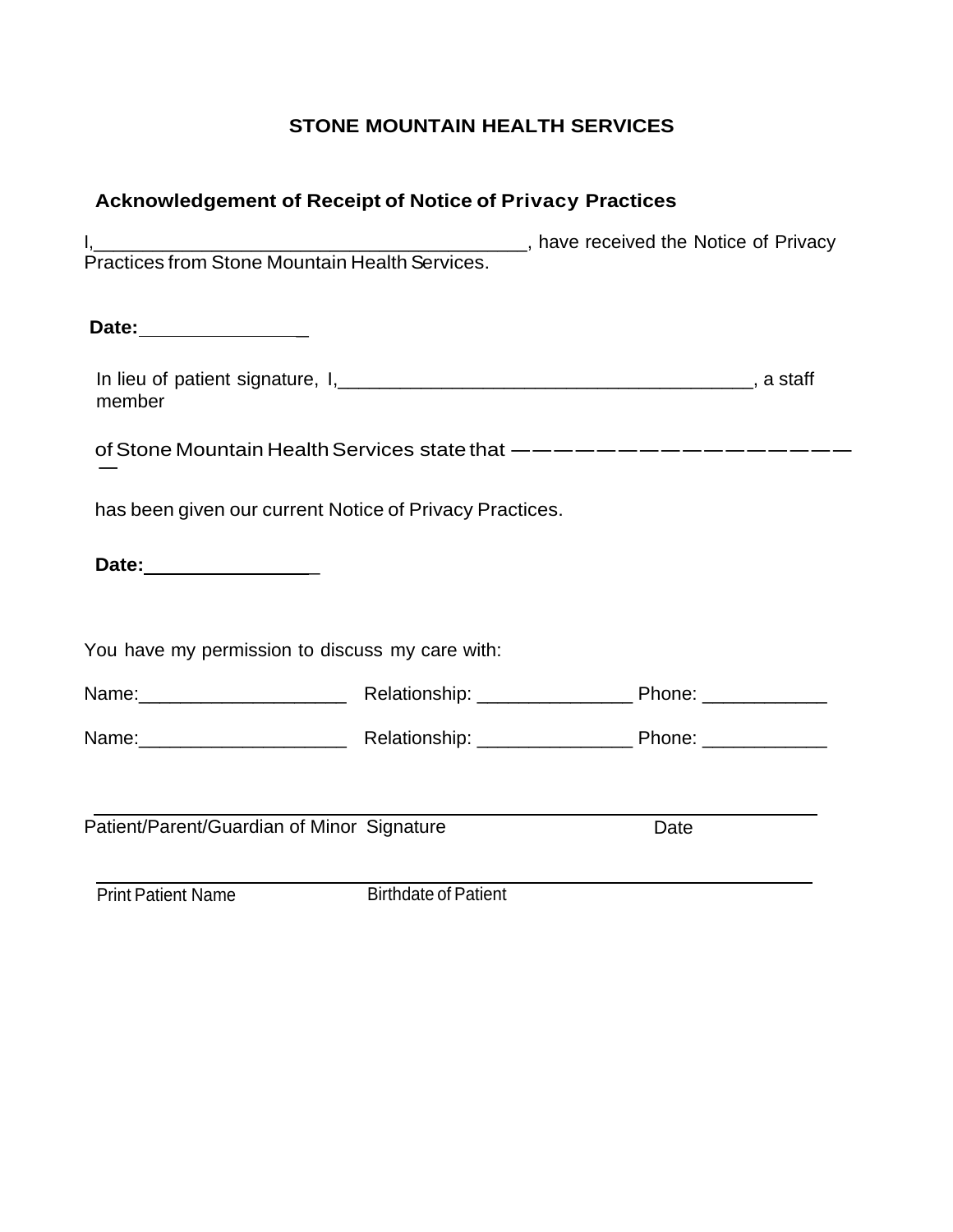# STONE MOUNTAIN HEALTH SERVICES

## Acknowledgement of Receipt of Notice of Privacy Practices

I,________________________________________, have received the Notice of Privacy Practices from Stone Mountain Health Services.

**Date:**_______________

In lieu of patient signature, I,________________________________________, a staff member

of Stone Mountain Health Services state that ——————————————————

has been given our current Notice of Privacy Practices.

**Date:**_______________

You have my permission to discuss my care with:

Name:____________________ Relationship: _______________ Phone: ____________

Name:____________________ Relationship: _______________ Phone: ____________

______________________________________________________________________

Patient/Parent/Guardian of Minor Signature Date

______________________________________________________________________

Print Patient Name Birthdate of Patient